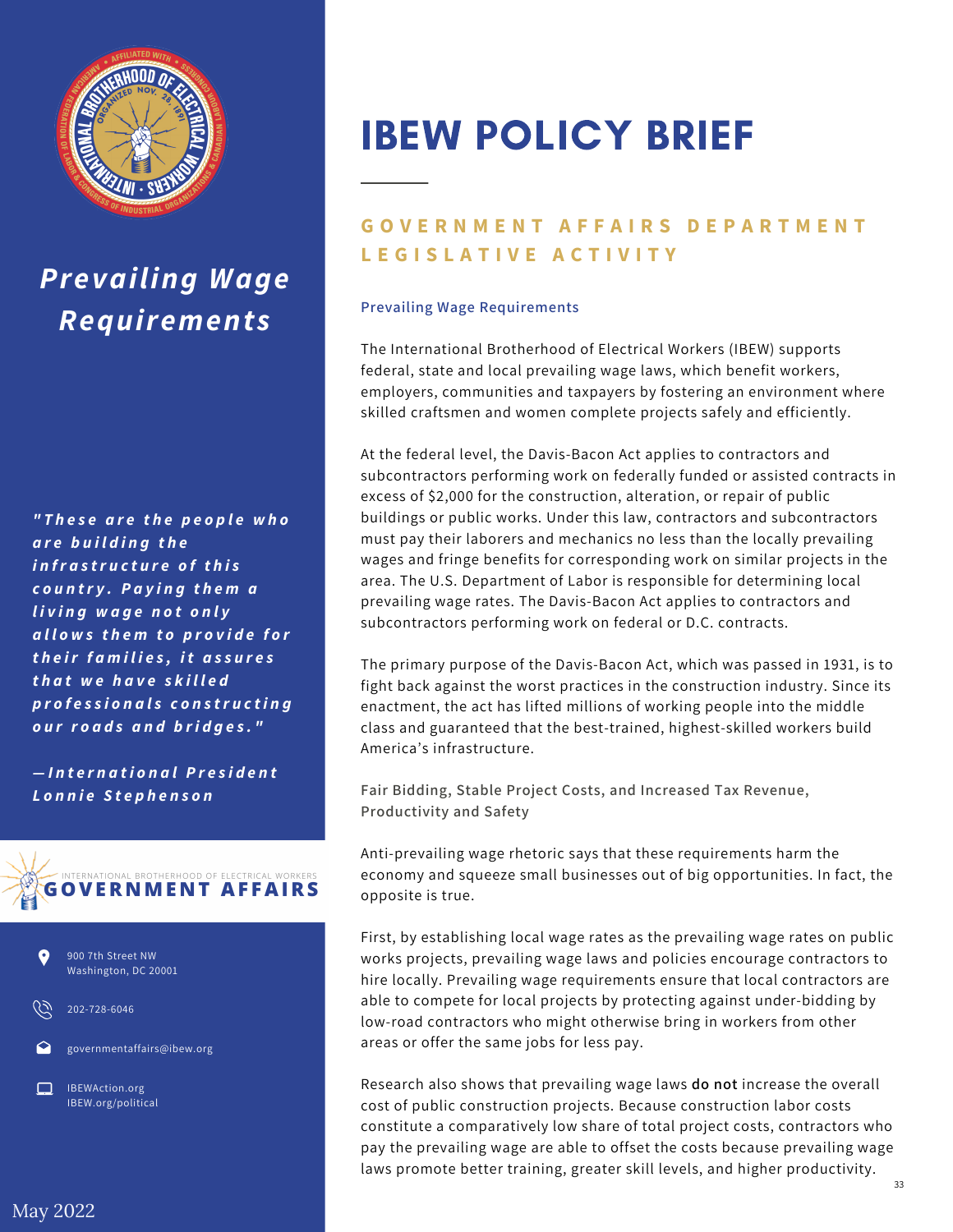# IBEW POLICY BRIEF

## GOVERNMENT AFFAIRS DEPARTMENT LEGISLATIVE ACTIVITY

## *Prevailing Wage Requirements*

*"These are the people who are building the infrastructure of this country. Paying them a living wage not only allows them to provide for their families, it assures that we have skilled professionals constructing our roads and bridges."*

*—International President Lonnie Stephenson*

INTERNATIONAL BROTHERHOOD OF ELECTRICAL WORKERS
**GOVERNMENT AFFAIRS**

900 7th Street NW
Washington, DC 20001

202-728-6046

governmentaffairs@ibew.org

IBEWAction.org
IBEW.org/political

May 2022

### Prevailing Wage Requirements

The International Brotherhood of Electrical Workers (IBEW) supports federal, state and local prevailing wage laws, which benefit workers, employers, communities and taxpayers by fostering an environment where skilled craftsmen and women complete projects safely and efficiently.

At the federal level, the Davis-Bacon Act applies to contractors and subcontractors performing work on federally funded or assisted contracts in excess of $2,000 for the construction, alteration, or repair of public buildings or public works. Under this law, contractors and subcontractors must pay their laborers and mechanics no less than the locally prevailing wages and fringe benefits for corresponding work on similar projects in the area. The U.S. Department of Labor is responsible for determining local prevailing wage rates. The Davis-Bacon Act applies to contractors and subcontractors performing work on federal or D.C. contracts.

The primary purpose of the Davis-Bacon Act, which was passed in 1931, is to fight back against the worst practices in the construction industry. Since its enactment, the act has lifted millions of working people into the middle class and guaranteed that the best-trained, highest-skilled workers build America's infrastructure.

### Fair Bidding, Stable Project Costs, and Increased Tax Revenue, Productivity and Safety

Anti-prevailing wage rhetoric says that these requirements harm the economy and squeeze small businesses out of big opportunities. In fact, the opposite is true.

First, by establishing local wage rates as the prevailing wage rates on public works projects, prevailing wage laws and policies encourage contractors to hire locally. Prevailing wage requirements ensure that local contractors are able to compete for local projects by protecting against under-bidding by low-road contractors who might otherwise bring in workers from other areas or offer the same jobs for less pay.

Research also shows that prevailing wage laws **do not** increase the overall cost of public construction projects. Because construction labor costs constitute a comparatively low share of total project costs, contractors who pay the prevailing wage are able to offset the costs because prevailing wage laws promote better training, greater skill levels, and higher productivity.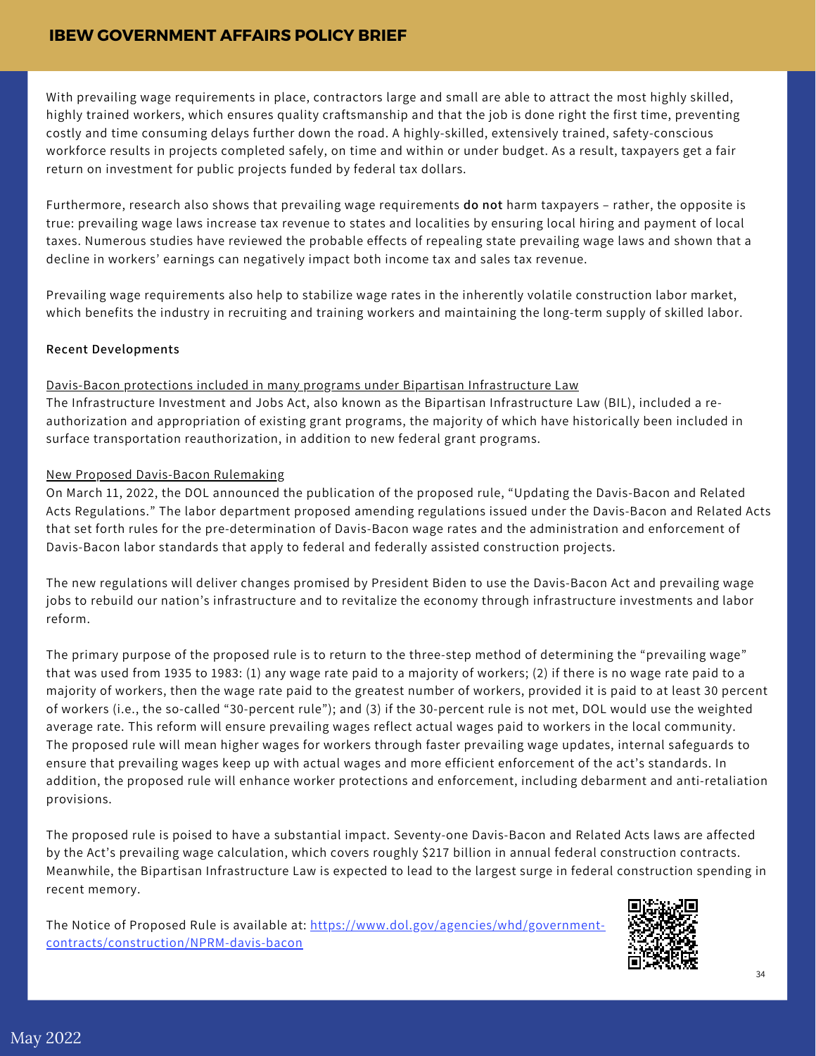With prevailing wage requirements in place, contractors large and small are able to attract the most highly skilled, highly trained workers, which ensures quality craftsmanship and that the job is done right the first time, preventing costly and time consuming delays further down the road. A highly-skilled, extensively trained, safety-conscious workforce results in projects completed safely, on time and within or under budget. As a result, taxpayers get a fair return on investment for public projects funded by federal tax dollars.

Furthermore, research also shows that prevailing wage requirements **do not** harm taxpayers – rather, the opposite is true: prevailing wage laws increase tax revenue to states and localities by ensuring local hiring and payment of local taxes. Numerous studies have reviewed the probable effects of repealing state prevailing wage laws and shown that a decline in workers' earnings can negatively impact both income tax and sales tax revenue.

Prevailing wage requirements also help to stabilize wage rates in the inherently volatile construction labor market, which benefits the industry in recruiting and training workers and maintaining the long-term supply of skilled labor.

**Recent Developments**

<u>Davis-Bacon protections included in many programs under Bipartisan Infrastructure Law</u>

The Infrastructure Investment and Jobs Act, also known as the Bipartisan Infrastructure Law (BIL), included a re-authorization and appropriation of existing grant programs, the majority of which have historically been included in surface transportation reauthorization, in addition to new federal grant programs.

<u>New Proposed Davis-Bacon Rulemaking</u>

On March 11, 2022, the DOL announced the publication of the proposed rule, "Updating the Davis-Bacon and Related Acts Regulations." The labor department proposed amending regulations issued under the Davis-Bacon and Related Acts that set forth rules for the pre-determination of Davis-Bacon wage rates and the administration and enforcement of Davis-Bacon labor standards that apply to federal and federally assisted construction projects.

The new regulations will deliver changes promised by President Biden to use the Davis-Bacon Act and prevailing wage jobs to rebuild our nation's infrastructure and to revitalize the economy through infrastructure investments and labor reform.

The primary purpose of the proposed rule is to return to the three-step method of determining the "prevailing wage" that was used from 1935 to 1983: (1) any wage rate paid to a majority of workers; (2) if there is no wage rate paid to a majority of workers, then the wage rate paid to the greatest number of workers, provided it is paid to at least 30 percent of workers (i.e., the so-called "30-percent rule"); and (3) if the 30-percent rule is not met, DOL would use the weighted average rate. This reform will ensure prevailing wages reflect actual wages paid to workers in the local community. The proposed rule will mean higher wages for workers through faster prevailing wage updates, internal safeguards to ensure that prevailing wages keep up with actual wages and more efficient enforcement of the act's standards. In addition, the proposed rule will enhance worker protections and enforcement, including debarment and anti-retaliation provisions.

The proposed rule is poised to have a substantial impact. Seventy-one Davis-Bacon and Related Acts laws are affected by the Act's prevailing wage calculation, which covers roughly $217 billion in annual federal construction contracts. Meanwhile, the Bipartisan Infrastructure Law is expected to lead to the largest surge in federal construction spending in recent memory.

The Notice of Proposed Rule is available at: [https://www.dol.gov/agencies/whd/government-contracts/construction/NPRM-davis-bacon](https://www.dol.gov/agencies/whd/government-contracts/construction/NPRM-davis-bacon)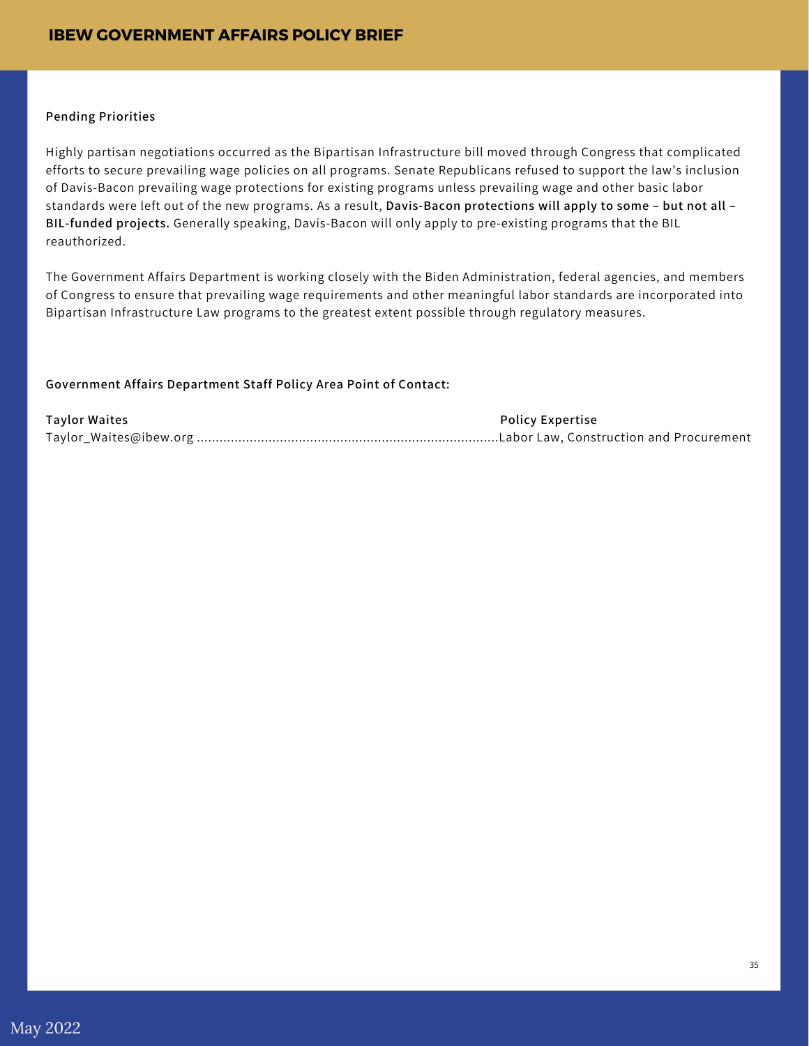**Pending Priorities**

Highly partisan negotiations occurred as the Bipartisan Infrastructure bill moved through Congress that complicated efforts to secure prevailing wage policies on all programs. Senate Republicans refused to support the law's inclusion of Davis-Bacon prevailing wage protections for existing programs unless prevailing wage and other basic labor standards were left out of the new programs. As a result, **Davis-Bacon protections will apply to some – but not all – BIL-funded projects.** Generally speaking, Davis-Bacon will only apply to pre-existing programs that the BIL reauthorized.

The Government Affairs Department is working closely with the Biden Administration, federal agencies, and members of Congress to ensure that prevailing wage requirements and other meaningful labor standards are incorporated into Bipartisan Infrastructure Law programs to the greatest extent possible through regulatory measures.

**Government Affairs Department Staff Policy Area Point of Contact:**

**Taylor Waites** **Policy Expertise**
Taylor_Waites@ibew.org ................................................................................Labor Law, Construction and Procurement